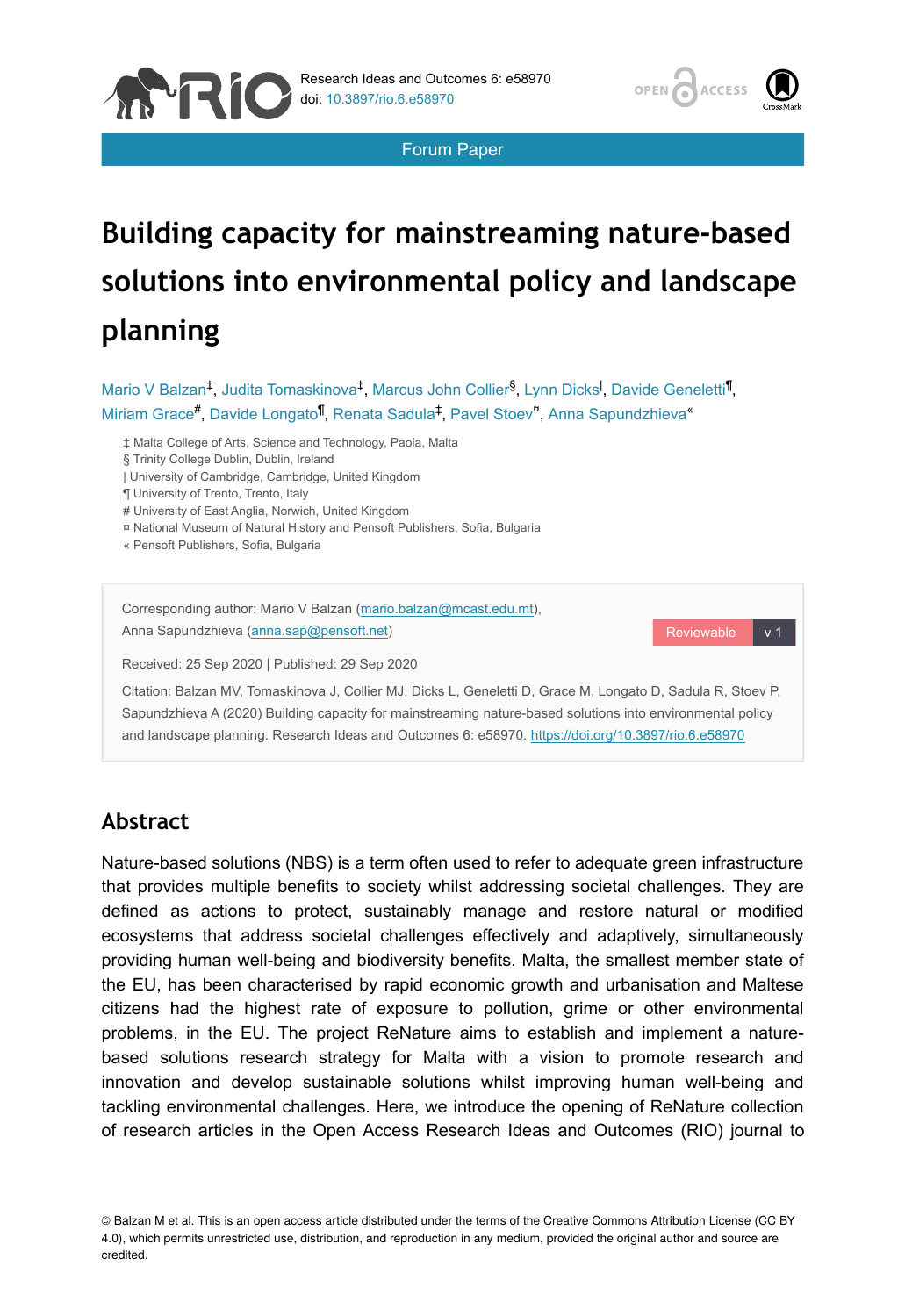Forum Paper

# Building capacity for mainstreaming nature-based solutions into environmental policy and landscape planning

Mario V Balzan[‡], Judita Tomaskinova[‡], Marcus John Collier[§], Lynn Dicks[|], Davide Geneletti[¶], Miriam Grace[#], Davide Longato[¶], Renata Sadula[‡], Pavel Stoev[¤], Anna Sapundzhieva[«]

‡ Malta College of Arts, Science and Technology, Paola, Malta
§ Trinity College Dublin, Dublin, Ireland
| University of Cambridge, Cambridge, United Kingdom
¶ University of Trento, Trento, Italy
# University of East Anglia, Norwich, United Kingdom
¤ National Museum of Natural History and Pensoft Publishers, Sofia, Bulgaria
« Pensoft Publishers, Sofia, Bulgaria

Corresponding author: Mario V Balzan (mario.balzan@mcast.edu.mt), Anna Sapundzhieva (anna.sap@pensoft.net)

Received: 25 Sep 2020 | Published: 29 Sep 2020

Citation: Balzan MV, Tomaskinova J, Collier MJ, Dicks L, Geneletti D, Grace M, Longato D, Sadula R, Stoev P, Sapundzhieva A (2020) Building capacity for mainstreaming nature-based solutions into environmental policy and landscape planning. Research Ideas and Outcomes 6: e58970. https://doi.org/10.3897/rio.6.e58970

## Abstract

Nature-based solutions (NBS) is a term often used to refer to adequate green infrastructure that provides multiple benefits to society whilst addressing societal challenges. They are defined as actions to protect, sustainably manage and restore natural or modified ecosystems that address societal challenges effectively and adaptively, simultaneously providing human well-being and biodiversity benefits. Malta, the smallest member state of the EU, has been characterised by rapid economic growth and urbanisation and Maltese citizens had the highest rate of exposure to pollution, grime or other environmental problems, in the EU. The project ReNature aims to establish and implement a nature-based solutions research strategy for Malta with a vision to promote research and innovation and develop sustainable solutions whilst improving human well-being and tackling environmental challenges. Here, we introduce the opening of ReNature collection of research articles in the Open Access Research Ideas and Outcomes (RIO) journal to

© Balzan M et al. This is an open access article distributed under the terms of the Creative Commons Attribution License (CC BY 4.0), which permits unrestricted use, distribution, and reproduction in any medium, provided the original author and source are credited.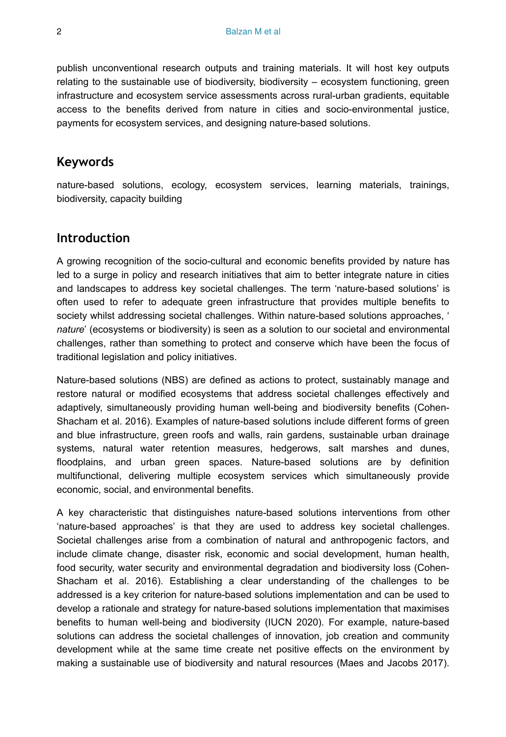publish unconventional research outputs and training materials. It will host key outputs relating to the sustainable use of biodiversity, biodiversity – ecosystem functioning, green infrastructure and ecosystem service assessments across rural-urban gradients, equitable access to the benefits derived from nature in cities and socio-environmental justice, payments for ecosystem services, and designing nature-based solutions.

## Keywords

nature-based solutions, ecology, ecosystem services, learning materials, trainings, biodiversity, capacity building

## Introduction

A growing recognition of the socio-cultural and economic benefits provided by nature has led to a surge in policy and research initiatives that aim to better integrate nature in cities and landscapes to address key societal challenges. The term 'nature-based solutions' is often used to refer to adequate green infrastructure that provides multiple benefits to society whilst addressing societal challenges. Within nature-based solutions approaches, '*nature*' (ecosystems or biodiversity) is seen as a solution to our societal and environmental challenges, rather than something to protect and conserve which have been the focus of traditional legislation and policy initiatives.

Nature-based solutions (NBS) are defined as actions to protect, sustainably manage and restore natural or modified ecosystems that address societal challenges effectively and adaptively, simultaneously providing human well-being and biodiversity benefits (Cohen-Shacham et al. 2016). Examples of nature-based solutions include different forms of green and blue infrastructure, green roofs and walls, rain gardens, sustainable urban drainage systems, natural water retention measures, hedgerows, salt marshes and dunes, floodplains, and urban green spaces. Nature-based solutions are by definition multifunctional, delivering multiple ecosystem services which simultaneously provide economic, social, and environmental benefits.

A key characteristic that distinguishes nature-based solutions interventions from other 'nature-based approaches' is that they are used to address key societal challenges. Societal challenges arise from a combination of natural and anthropogenic factors, and include climate change, disaster risk, economic and social development, human health, food security, water security and environmental degradation and biodiversity loss (Cohen-Shacham et al. 2016). Establishing a clear understanding of the challenges to be addressed is a key criterion for nature-based solutions implementation and can be used to develop a rationale and strategy for nature-based solutions implementation that maximises benefits to human well-being and biodiversity (IUCN 2020). For example, nature-based solutions can address the societal challenges of innovation, job creation and community development while at the same time create net positive effects on the environment by making a sustainable use of biodiversity and natural resources (Maes and Jacobs 2017).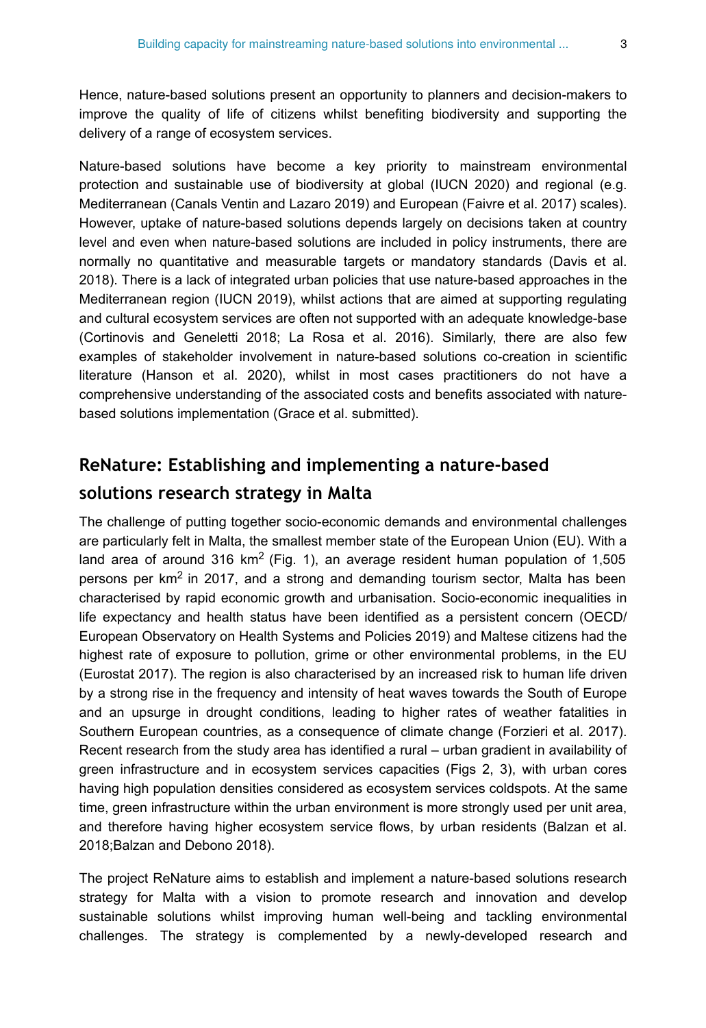Hence, nature-based solutions present an opportunity to planners and decision-makers to improve the quality of life of citizens whilst benefiting biodiversity and supporting the delivery of a range of ecosystem services.

Nature-based solutions have become a key priority to mainstream environmental protection and sustainable use of biodiversity at global (IUCN 2020) and regional (e.g. Mediterranean (Canals Ventin and Lazaro 2019) and European (Faivre et al. 2017) scales). However, uptake of nature-based solutions depends largely on decisions taken at country level and even when nature-based solutions are included in policy instruments, there are normally no quantitative and measurable targets or mandatory standards (Davis et al. 2018). There is a lack of integrated urban policies that use nature-based approaches in the Mediterranean region (IUCN 2019), whilst actions that are aimed at supporting regulating and cultural ecosystem services are often not supported with an adequate knowledge-base (Cortinovis and Geneletti 2018; La Rosa et al. 2016). Similarly, there are also few examples of stakeholder involvement in nature-based solutions co-creation in scientific literature (Hanson et al. 2020), whilst in most cases practitioners do not have a comprehensive understanding of the associated costs and benefits associated with nature-based solutions implementation (Grace et al. submitted).

## ReNature: Establishing and implementing a nature-based solutions research strategy in Malta

The challenge of putting together socio-economic demands and environmental challenges are particularly felt in Malta, the smallest member state of the European Union (EU). With a land area of around 316 $km^2$ (Fig. 1), an average resident human population of 1,505 persons per $km^2$ in 2017, and a strong and demanding tourism sector, Malta has been characterised by rapid economic growth and urbanisation. Socio-economic inequalities in life expectancy and health status have been identified as a persistent concern (OECD/ European Observatory on Health Systems and Policies 2019) and Maltese citizens had the highest rate of exposure to pollution, grime or other environmental problems, in the EU (Eurostat 2017). The region is also characterised by an increased risk to human life driven by a strong rise in the frequency and intensity of heat waves towards the South of Europe and an upsurge in drought conditions, leading to higher rates of weather fatalities in Southern European countries, as a consequence of climate change (Forzieri et al. 2017). Recent research from the study area has identified a rural – urban gradient in availability of green infrastructure and in ecosystem services capacities (Figs 2, 3), with urban cores having high population densities considered as ecosystem services coldspots. At the same time, green infrastructure within the urban environment is more strongly used per unit area, and therefore having higher ecosystem service flows, by urban residents (Balzan et al. 2018;Balzan and Debono 2018).

The project ReNature aims to establish and implement a nature-based solutions research strategy for Malta with a vision to promote research and innovation and develop sustainable solutions whilst improving human well-being and tackling environmental challenges. The strategy is complemented by a newly-developed research and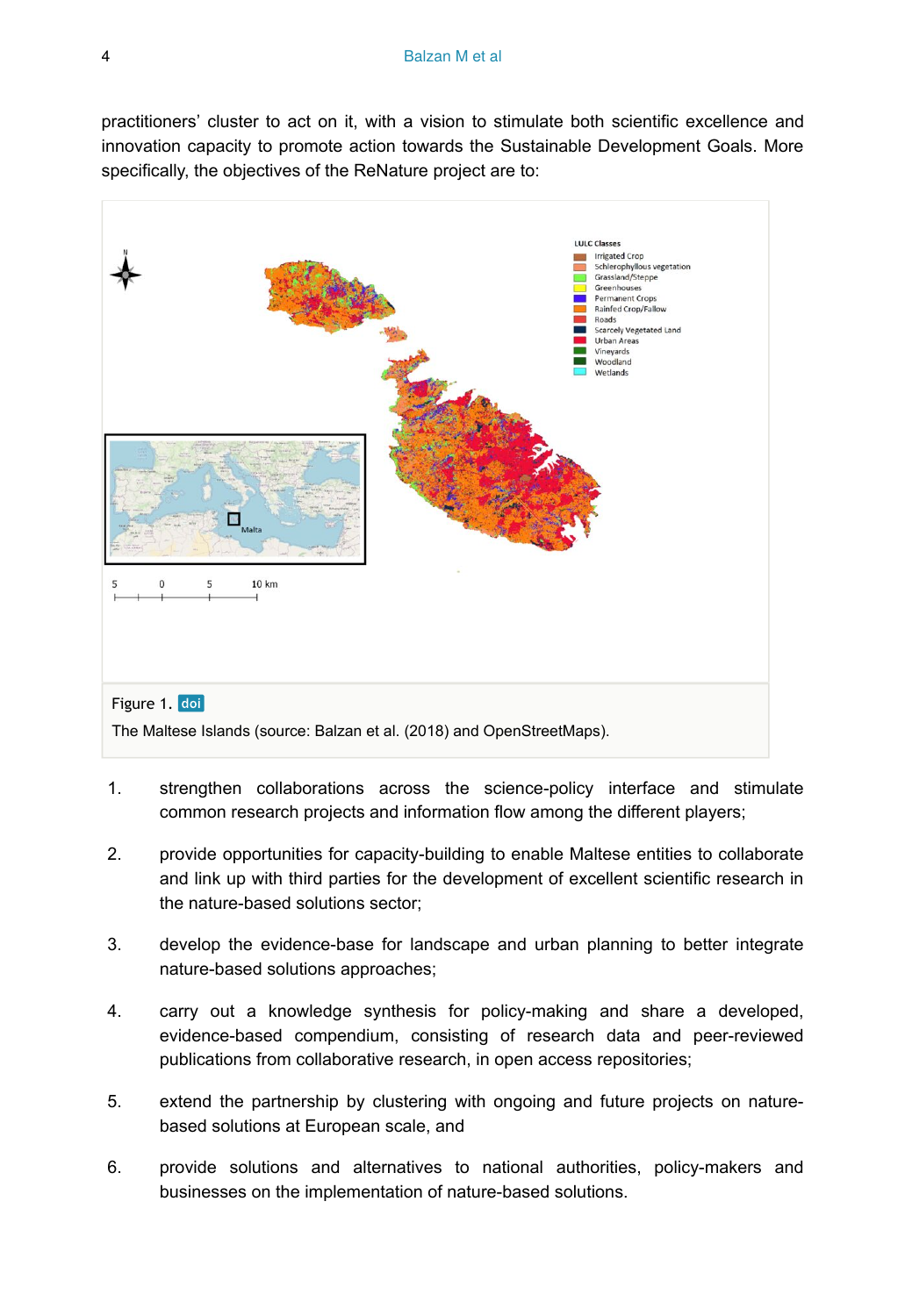practitioners' cluster to act on it, with a vision to stimulate both scientific excellence and innovation capacity to promote action towards the Sustainable Development Goals. More specifically, the objectives of the ReNature project are to:

Figure 1. doi

The Maltese Islands (source: Balzan et al. (2018) and OpenStreetMaps).

1. strengthen collaborations across the science-policy interface and stimulate common research projects and information flow among the different players;
2. provide opportunities for capacity-building to enable Maltese entities to collaborate and link up with third parties for the development of excellent scientific research in the nature-based solutions sector;
3. develop the evidence-base for landscape and urban planning to better integrate nature-based solutions approaches;
4. carry out a knowledge synthesis for policy-making and share a developed, evidence-based compendium, consisting of research data and peer-reviewed publications from collaborative research, in open access repositories;
5. extend the partnership by clustering with ongoing and future projects on nature-based solutions at European scale, and
6. provide solutions and alternatives to national authorities, policy-makers and businesses on the implementation of nature-based solutions.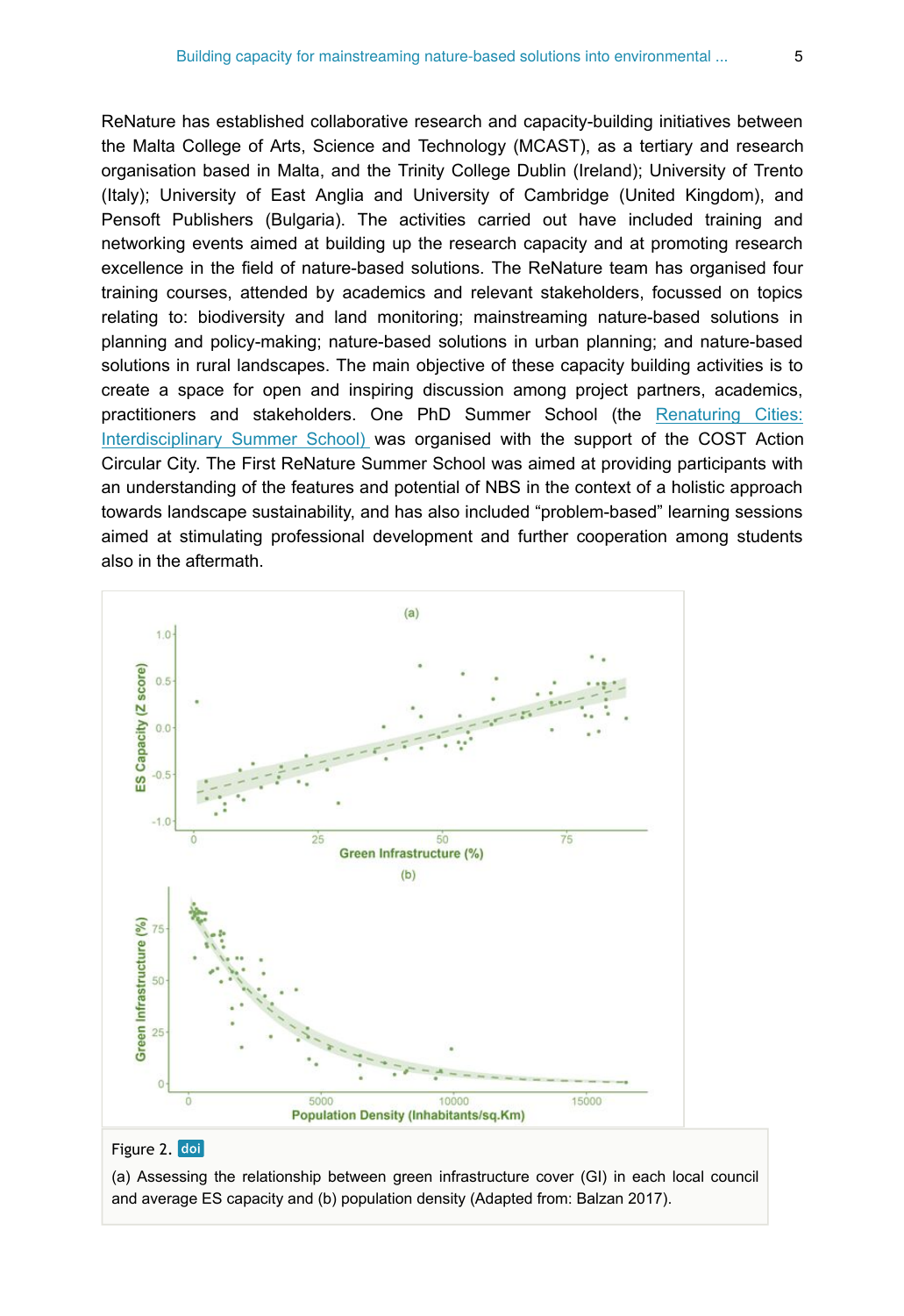ReNature has established collaborative research and capacity-building initiatives between the Malta College of Arts, Science and Technology (MCAST), as a tertiary and research organisation based in Malta, and the Trinity College Dublin (Ireland); University of Trento (Italy); University of East Anglia and University of Cambridge (United Kingdom), and Pensoft Publishers (Bulgaria). The activities carried out have included training and networking events aimed at building up the research capacity and at promoting research excellence in the field of nature-based solutions. The ReNature team has organised four training courses, attended by academics and relevant stakeholders, focussed on topics relating to: biodiversity and land monitoring; mainstreaming nature-based solutions in planning and policy-making; nature-based solutions in urban planning; and nature-based solutions in rural landscapes. The main objective of these capacity building activities is to create a space for open and inspiring discussion among project partners, academics, practitioners and stakeholders. One PhD Summer School (the [Renaturing Cities: Interdisciplinary Summer School)](#) was organised with the support of the COST Action Circular City. The First ReNature Summer School was aimed at providing participants with an understanding of the features and potential of NBS in the context of a holistic approach towards landscape sustainability, and has also included "problem-based" learning sessions aimed at stimulating professional development and further cooperation among students also in the aftermath.

Figure 2. doi

(a) Assessing the relationship between green infrastructure cover (GI) in each local council and average ES capacity and (b) population density (Adapted from: Balzan 2017).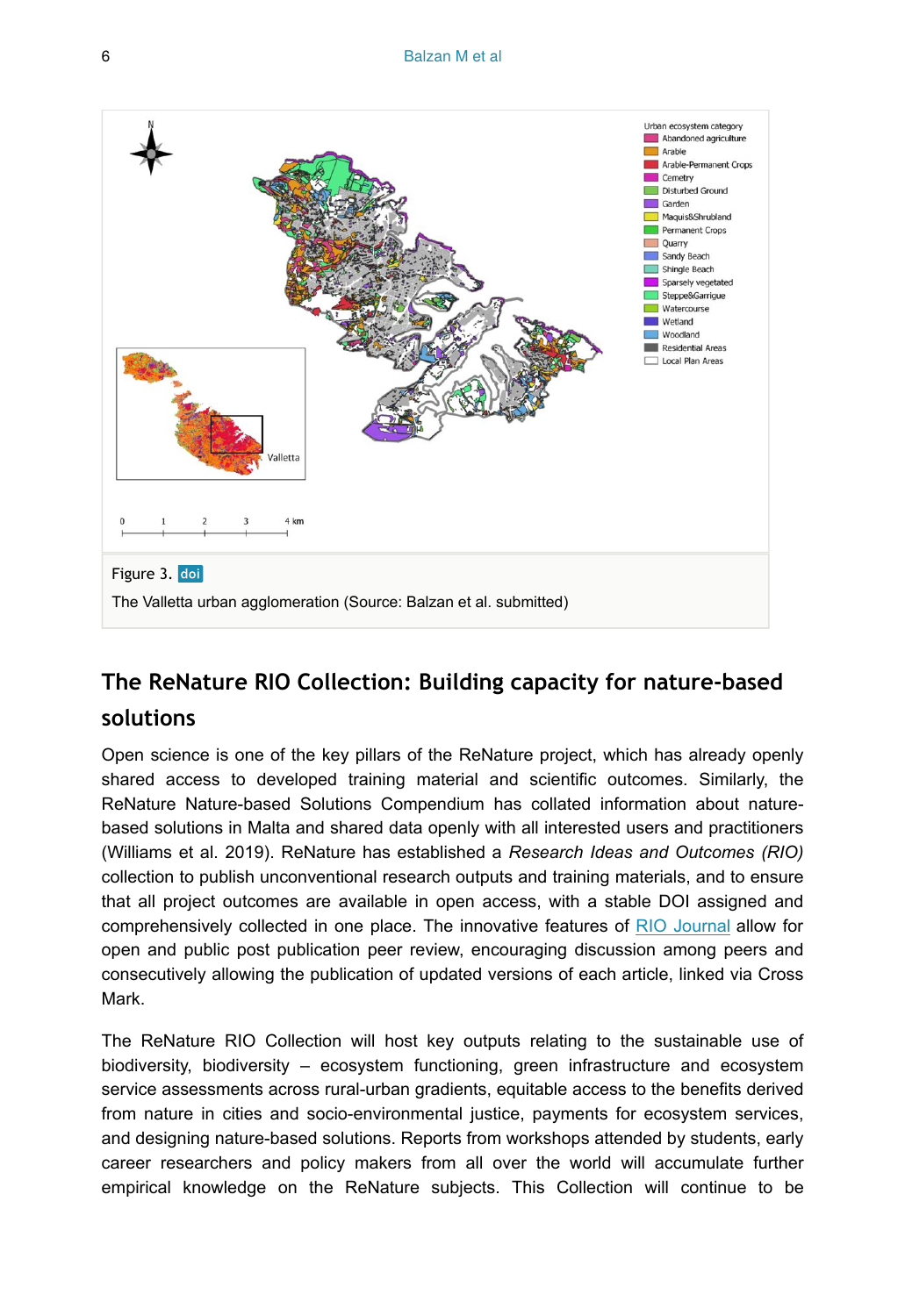Figure 3. doi

The Valletta urban agglomeration (Source: Balzan et al. submitted)

## The ReNature RIO Collection: Building capacity for nature-based solutions

Open science is one of the key pillars of the ReNature project, which has already openly shared access to developed training material and scientific outcomes. Similarly, the ReNature Nature-based Solutions Compendium has collated information about nature-based solutions in Malta and shared data openly with all interested users and practitioners (Williams et al. 2019). ReNature has established a *Research Ideas and Outcomes (RIO)* collection to publish unconventional research outputs and training materials, and to ensure that all project outcomes are available in open access, with a stable DOI assigned and comprehensively collected in one place. The innovative features of RIO Journal allow for open and public post publication peer review, encouraging discussion among peers and consecutively allowing the publication of updated versions of each article, linked via Cross Mark.

The ReNature RIO Collection will host key outputs relating to the sustainable use of biodiversity, biodiversity – ecosystem functioning, green infrastructure and ecosystem service assessments across rural-urban gradients, equitable access to the benefits derived from nature in cities and socio-environmental justice, payments for ecosystem services, and designing nature-based solutions. Reports from workshops attended by students, early career researchers and policy makers from all over the world will accumulate further empirical knowledge on the ReNature subjects. This Collection will continue to be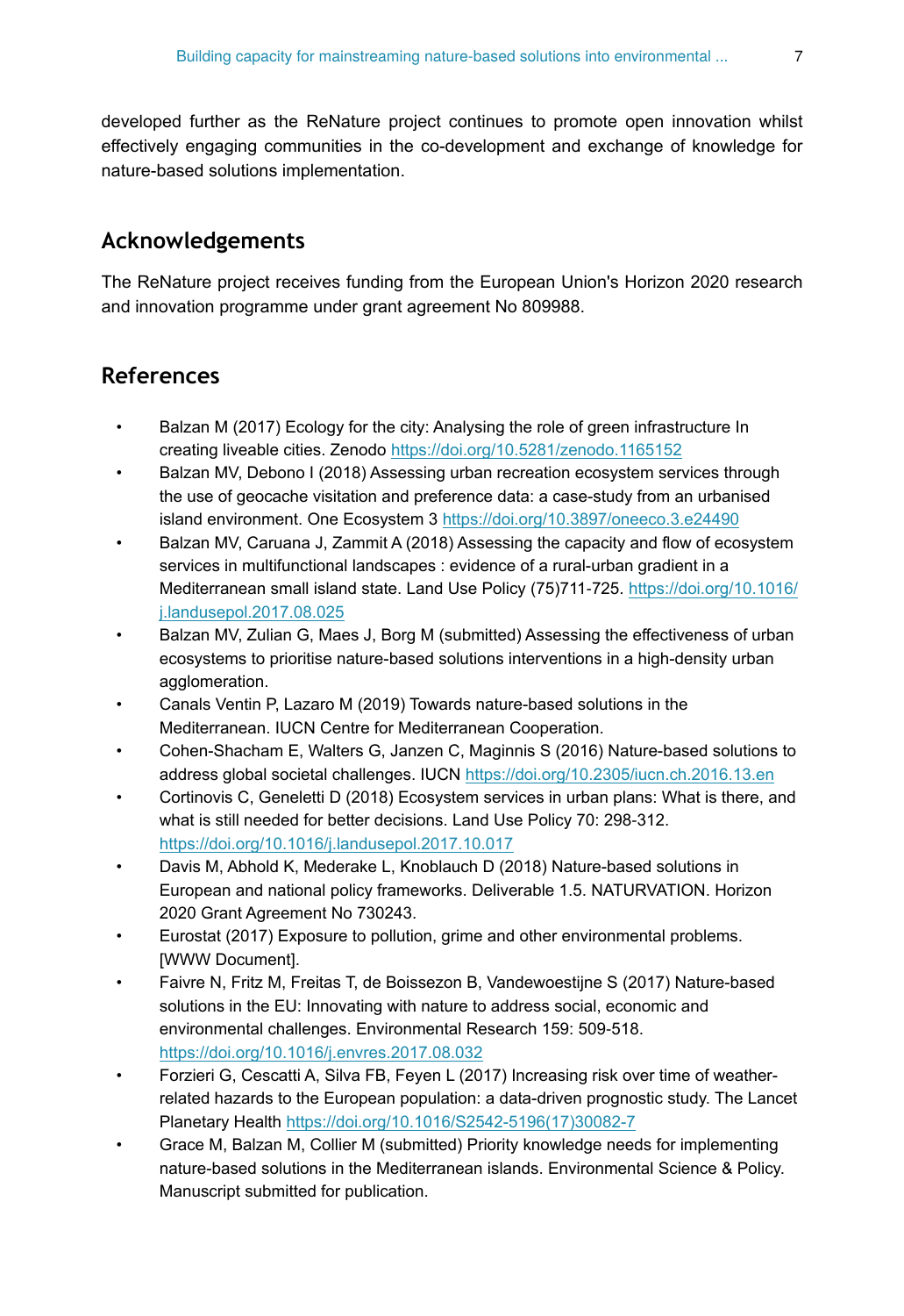developed further as the ReNature project continues to promote open innovation whilst effectively engaging communities in the co-development and exchange of knowledge for nature-based solutions implementation.

## Acknowledgements

The ReNature project receives funding from the European Union's Horizon 2020 research and innovation programme under grant agreement No 809988.

## References

- Balzan M (2017) Ecology for the city: Analysing the role of green infrastructure In creating liveable cities. Zenodo https://doi.org/10.5281/zenodo.1165152
- Balzan MV, Debono I (2018) Assessing urban recreation ecosystem services through the use of geocache visitation and preference data: a case-study from an urbanised island environment. One Ecosystem 3 https://doi.org/10.3897/oneeco.3.e24490
- Balzan MV, Caruana J, Zammit A (2018) Assessing the capacity and flow of ecosystem services in multifunctional landscapes : evidence of a rural-urban gradient in a Mediterranean small island state. Land Use Policy (75)711-725. https://doi.org/10.1016/j.landusepol.2017.08.025
- Balzan MV, Zulian G, Maes J, Borg M (submitted) Assessing the effectiveness of urban ecosystems to prioritise nature-based solutions interventions in a high-density urban agglomeration.
- Canals Ventin P, Lazaro M (2019) Towards nature-based solutions in the Mediterranean. IUCN Centre for Mediterranean Cooperation.
- Cohen-Shacham E, Walters G, Janzen C, Maginnis S (2016) Nature-based solutions to address global societal challenges. IUCN https://doi.org/10.2305/iucn.ch.2016.13.en
- Cortinovis C, Geneletti D (2018) Ecosystem services in urban plans: What is there, and what is still needed for better decisions. Land Use Policy 70: 298-312. https://doi.org/10.1016/j.landusepol.2017.10.017
- Davis M, Abhold K, Mederake L, Knoblauch D (2018) Nature-based solutions in European and national policy frameworks. Deliverable 1.5. NATURVATION. Horizon 2020 Grant Agreement No 730243.
- Eurostat (2017) Exposure to pollution, grime and other environmental problems. [WWW Document].
- Faivre N, Fritz M, Freitas T, de Boissezon B, Vandewoestijne S (2017) Nature-based solutions in the EU: Innovating with nature to address social, economic and environmental challenges. Environmental Research 159: 509-518. https://doi.org/10.1016/j.envres.2017.08.032
- Forzieri G, Cescatti A, Silva FB, Feyen L (2017) Increasing risk over time of weather-related hazards to the European population: a data-driven prognostic study. The Lancet Planetary Health https://doi.org/10.1016/S2542-5196(17)30082-7
- Grace M, Balzan M, Collier M (submitted) Priority knowledge needs for implementing nature-based solutions in the Mediterranean islands. Environmental Science & Policy. Manuscript submitted for publication.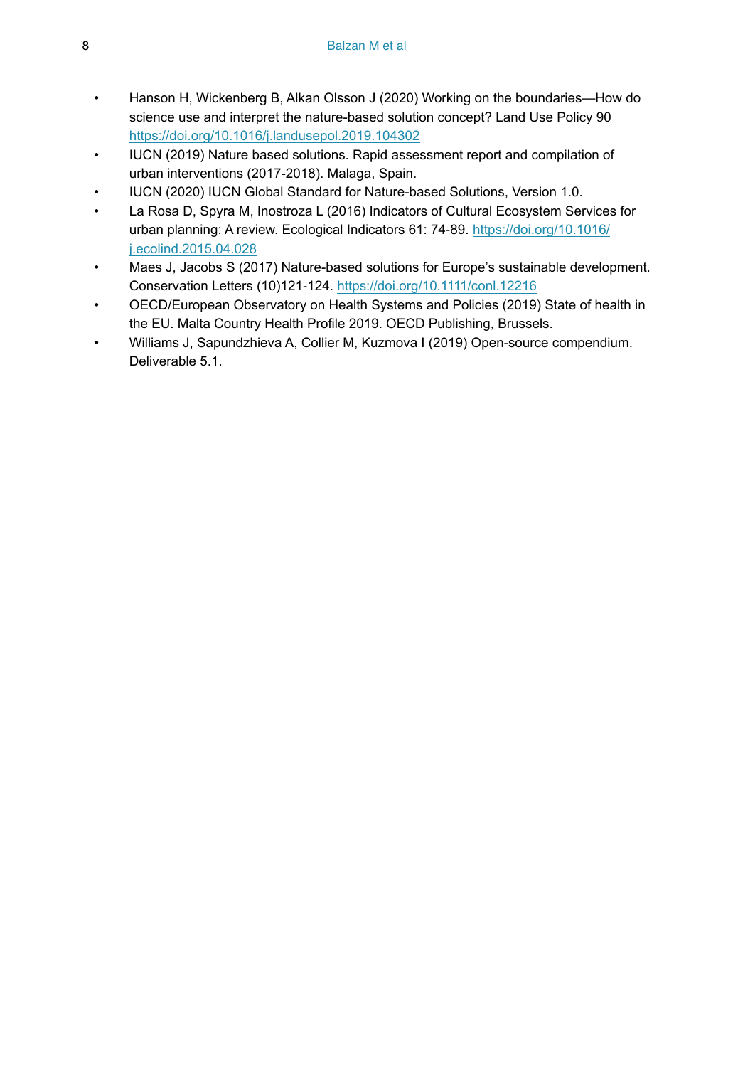- Hanson H, Wickenberg B, Alkan Olsson J (2020) Working on the boundaries—How do science use and interpret the nature-based solution concept? Land Use Policy 90 https://doi.org/10.1016/j.landusepol.2019.104302
- IUCN (2019) Nature based solutions. Rapid assessment report and compilation of urban interventions (2017-2018). Malaga, Spain.
- IUCN (2020) IUCN Global Standard for Nature-based Solutions, Version 1.0.
- La Rosa D, Spyra M, Inostroza L (2016) Indicators of Cultural Ecosystem Services for urban planning: A review. Ecological Indicators 61: 74-89. https://doi.org/10.1016/j.ecolind.2015.04.028
- Maes J, Jacobs S (2017) Nature-based solutions for Europe's sustainable development. Conservation Letters (10)121-124. https://doi.org/10.1111/conl.12216
- OECD/European Observatory on Health Systems and Policies (2019) State of health in the EU. Malta Country Health Profile 2019. OECD Publishing, Brussels.
- Williams J, Sapundzhieva A, Collier M, Kuzmova I (2019) Open-source compendium. Deliverable 5.1.